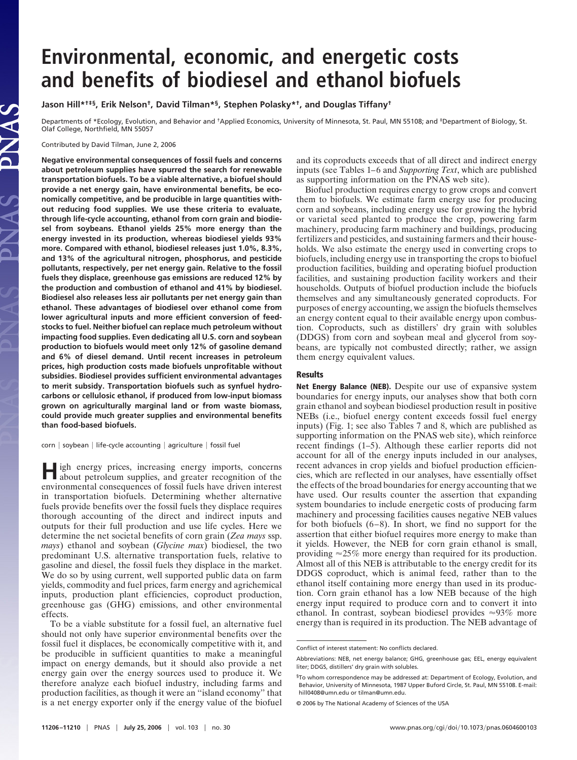# Environmental, economic, and energetic costs and benefits of biodiesel and ethanol biofuels

**Jason Hill*†‡§, Erik Nelson†, David Tilman*§, Stephen Polasky*†, and Douglas Tiffany†**

Departments of *Ecology, Evolution, and Behavior and †Applied Economics, University of Minnesota, St. Paul, MN 55108; and ‡Department of Biology, St. Olaf College, Northfield, MN 55057

Contributed by David Tilman, June 2, 2006

**Negative environmental consequences of fossil fuels and concerns about petroleum supplies have spurred the search for renewable transportation biofuels. To be a viable alternative, a biofuel should provide a net energy gain, have environmental benefits, be economically competitive, and be producible in large quantities without reducing food supplies. We use these criteria to evaluate, through life-cycle accounting, ethanol from corn grain and biodiesel from soybeans. Ethanol yields 25% more energy than the energy invested in its production, whereas biodiesel yields 93% more. Compared with ethanol, biodiesel releases just 1.0%, 8.3%, and 13% of the agricultural nitrogen, phosphorus, and pesticide pollutants, respectively, per net energy gain. Relative to the fossil fuels they displace, greenhouse gas emissions are reduced 12% by the production and combustion of ethanol and 41% by biodiesel. Biodiesel also releases less air pollutants per net energy gain than ethanol. These advantages of biodiesel over ethanol come from lower agricultural inputs and more efficient conversion of feedstocks to fuel. Neither biofuel can replace much petroleum without impacting food supplies. Even dedicating all U.S. corn and soybean production to biofuels would meet only 12% of gasoline demand and 6% of diesel demand. Until recent increases in petroleum prices, high production costs made biofuels unprofitable without subsidies. Biodiesel provides sufficient environmental advantages to merit subsidy. Transportation biofuels such as synfuel hydrocarbons or cellulosic ethanol, if produced from low-input biomass grown on agriculturally marginal land or from waste biomass, could provide much greater supplies and environmental benefits than food-based biofuels.**

corn | soybean | life-cycle accounting | agriculture | fossil fuel

High energy prices, increasing energy imports, concerns about petroleum supplies, and greater recognition of the environmental consequences of fossil fuels have driven interest in transportation biofuels. Determining whether alternative fuels provide benefits over the fossil fuels they displace requires thorough accounting of the direct and indirect inputs and outputs for their full production and use life cycles. Here we determine the net societal benefits of corn grain (*Zea mays* ssp. *mays*) ethanol and soybean (*Glycine max*) biodiesel, the two predominant U.S. alternative transportation fuels, relative to gasoline and diesel, the fossil fuels they displace in the market. We do so by using current, well supported public data on farm yields, commodity and fuel prices, farm energy and agrichemical inputs, production plant efficiencies, coproduct production, greenhouse gas (GHG) emissions, and other environmental effects.

To be a viable substitute for a fossil fuel, an alternative fuel should not only have superior environmental benefits over the fossil fuel it displaces, be economically competitive with it, and be producible in sufficient quantities to make a meaningful impact on energy demands, but it should also provide a net energy gain over the energy sources used to produce it. We therefore analyze each biofuel industry, including farms and production facilities, as though it were an "island economy" that is a net energy exporter only if the energy value of the biofuel and its coproducts exceeds that of all direct and indirect energy inputs (see Tables 1–6 and *Supporting Text*, which are published as supporting information on the PNAS web site).

Biofuel production requires energy to grow crops and convert them to biofuels. We estimate farm energy use for producing corn and soybeans, including energy use for growing the hybrid or varietal seed planted to produce the crop, powering farm machinery, producing farm machinery and buildings, producing fertilizers and pesticides, and sustaining farmers and their households. We also estimate the energy used in converting crops to biofuels, including energy use in transporting the crops to biofuel production facilities, building and operating biofuel production facilities, and sustaining production facility workers and their households. Outputs of biofuel production include the biofuels themselves and any simultaneously generated coproducts. For purposes of energy accounting, we assign the biofuels themselves an energy content equal to their available energy upon combustion. Coproducts, such as distillers' dry grain with solubles (DDGS) from corn and soybean meal and glycerol from soybeans, are typically not combusted directly; rather, we assign them energy equivalent values.

## Results

**Net Energy Balance (NEB).** Despite our use of expansive system boundaries for energy inputs, our analyses show that both corn grain ethanol and soybean biodiesel production result in positive NEBs (i.e., biofuel energy content exceeds fossil fuel energy inputs) (Fig. 1; see also Tables 7 and 8, which are published as supporting information on the PNAS web site), which reinforce recent findings (1–5). Although these earlier reports did not account for all of the energy inputs included in our analyses, recent advances in crop yields and biofuel production efficiencies, which are reflected in our analyses, have essentially offset the effects of the broad boundaries for energy accounting that we have used. Our results counter the assertion that expanding system boundaries to include energetic costs of producing farm machinery and processing facilities causes negative NEB values for both biofuels (6–8). In short, we find no support for the assertion that either biofuel requires more energy to make than it yields. However, the NEB for corn grain ethanol is small, providing ≈25% more energy than required for its production. Almost all of this NEB is attributable to the energy credit for its DDGS coproduct, which is animal feed, rather than to the ethanol itself containing more energy than used in its production. Corn grain ethanol has a low NEB because of the high energy input required to produce corn and to convert it into ethanol. In contrast, soybean biodiesel provides ≈93% more energy than is required in its production. The NEB advantage of

Conflict of interest statement: No conflicts declared.

Abbreviations: NEB, net energy balance; GHG, greenhouse gas; EEL, energy equivalent liter; DDGS, distillers' dry grain with solubles.

§To whom correspondence may be addressed at: Department of Ecology, Evolution, and Behavior, University of Minnesota, 1987 Upper Buford Circle, St. Paul, MN 55108. E-mail: hill0408@umn.edu or tilman@umn.edu.

© 2006 by The National Academy of Sciences of the USA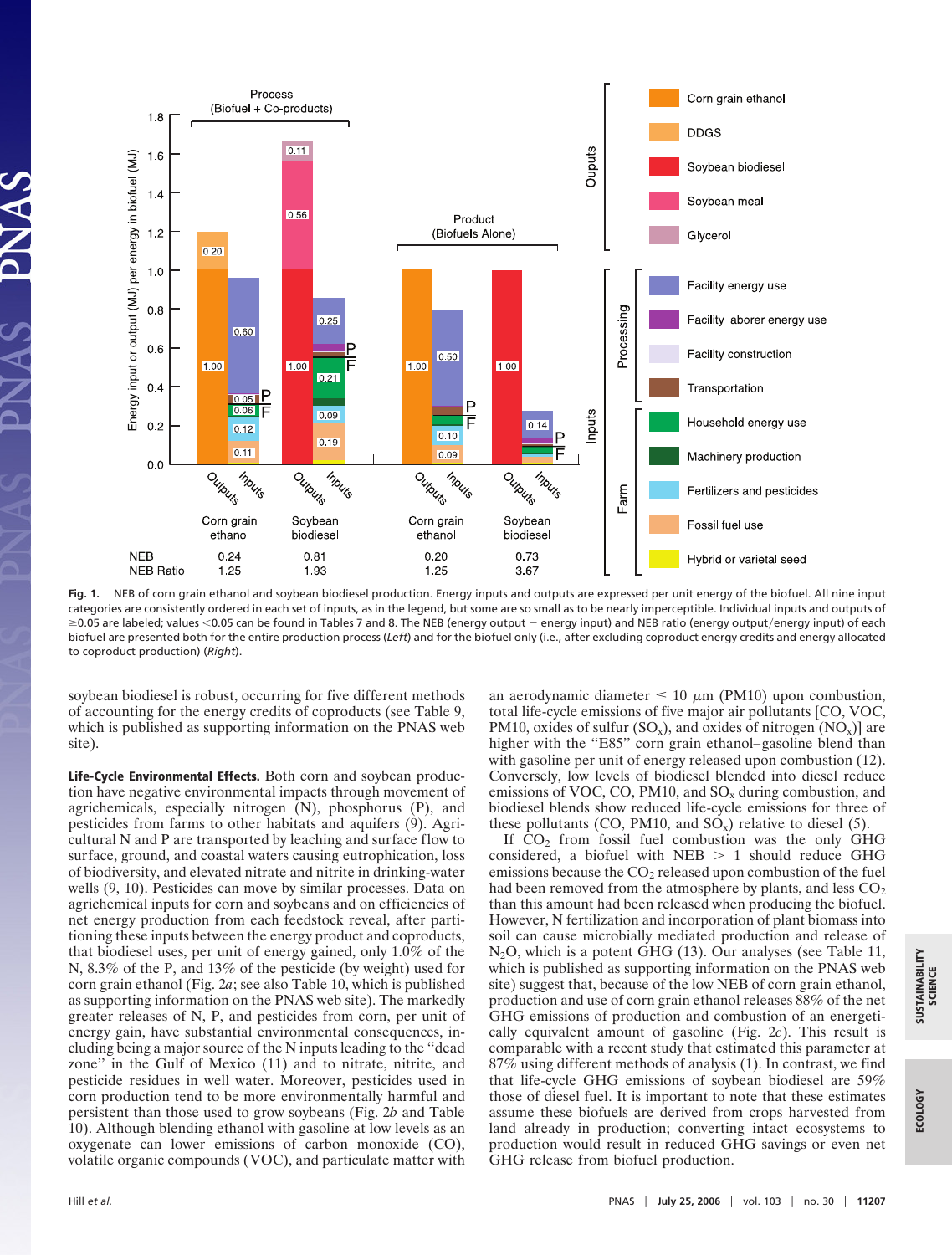**Fig. 1.** NEB of corn grain ethanol and soybean biodiesel production. Energy inputs and outputs are expressed per unit energy of the biofuel. All nine input categories are consistently ordered in each set of inputs, as in the legend, but some are so small as to be nearly imperceptible. Individual inputs and outputs of ≥0.05 are labeled; values <0.05 can be found in Tables 7 and 8. The NEB (energy output − energy input) and NEB ratio (energy output/energy input) of each biofuel are presented both for the entire production process (*Left*) and for the biofuel only (i.e., after excluding coproduct energy credits and energy allocated to coproduct production) (*Right*).

soybean biodiesel is robust, occurring for five different methods of accounting for the energy credits of coproducts (see Table 9, which is published as supporting information on the PNAS web site).

**Life-Cycle Environmental Effects.** Both corn and soybean production have negative environmental impacts through movement of agrichemicals, especially nitrogen (N), phosphorus (P), and pesticides from farms to other habitats and aquifers (9). Agricultural N and P are transported by leaching and surface flow to surface, ground, and coastal waters causing eutrophication, loss of biodiversity, and elevated nitrate and nitrite in drinking-water wells (9, 10). Pesticides can move by similar processes. Data on agrichemical inputs for corn and soybeans and on efficiencies of net energy production from each feedstock reveal, after partitioning these inputs between the energy product and coproducts, that biodiesel uses, per unit of energy gained, only 1.0% of the N, 8.3% of the P, and 13% of the pesticide (by weight) used for corn grain ethanol (Fig. 2*a*; see also Table 10, which is published as supporting information on the PNAS web site). The markedly greater releases of N, P, and pesticides from corn, per unit of energy gain, have substantial environmental consequences, including being a major source of the N inputs leading to the "dead zone" in the Gulf of Mexico (11) and to nitrate, nitrite, and pesticide residues in well water. Moreover, pesticides used in corn production tend to be more environmentally harmful and persistent than those used to grow soybeans (Fig. 2*b* and Table 10). Although blending ethanol with gasoline at low levels as an oxygenate can lower emissions of carbon monoxide (CO), volatile organic compounds (VOC), and particulate matter with an aerodynamic diameter ≤ 10 μm (PM10) upon combustion, total life-cycle emissions of five major air pollutants [CO, VOC, PM10, oxides of sulfur ($SO_x$), and oxides of nitrogen ($NO_x$)] are higher with the "E85" corn grain ethanol–gasoline blend than with gasoline per unit of energy released upon combustion (12). Conversely, low levels of biodiesel blended into diesel reduce emissions of VOC, CO, PM10, and $SO_x$ during combustion, and biodiesel blends show reduced life-cycle emissions for three of these pollutants (CO, PM10, and $SO_x$) relative to diesel (5).

If $CO_2$ from fossil fuel combustion was the only GHG considered, a biofuel with NEB > 1 should reduce GHG emissions because the $CO_2$ released upon combustion of the fuel had been removed from the atmosphere by plants, and less $CO_2$ than this amount had been released when producing the biofuel. However, N fertilization and incorporation of plant biomass into soil can cause microbially mediated production and release of $N_2O$, which is a potent GHG (13). Our analyses (see Table 11, which is published as supporting information on the PNAS web site) suggest that, because of the low NEB of corn grain ethanol, production and use of corn grain ethanol releases 88% of the net GHG emissions of production and combustion of an energetically equivalent amount of gasoline (Fig. 2*c*). This result is comparable with a recent study that estimated this parameter at 87% using different methods of analysis (1). In contrast, we find that life-cycle GHG emissions of soybean biodiesel are 59% those of diesel fuel. It is important to note that these estimates assume these biofuels are derived from crops harvested from land already in production; converting intact ecosystems to production would result in reduced GHG savings or even net GHG release from biofuel production.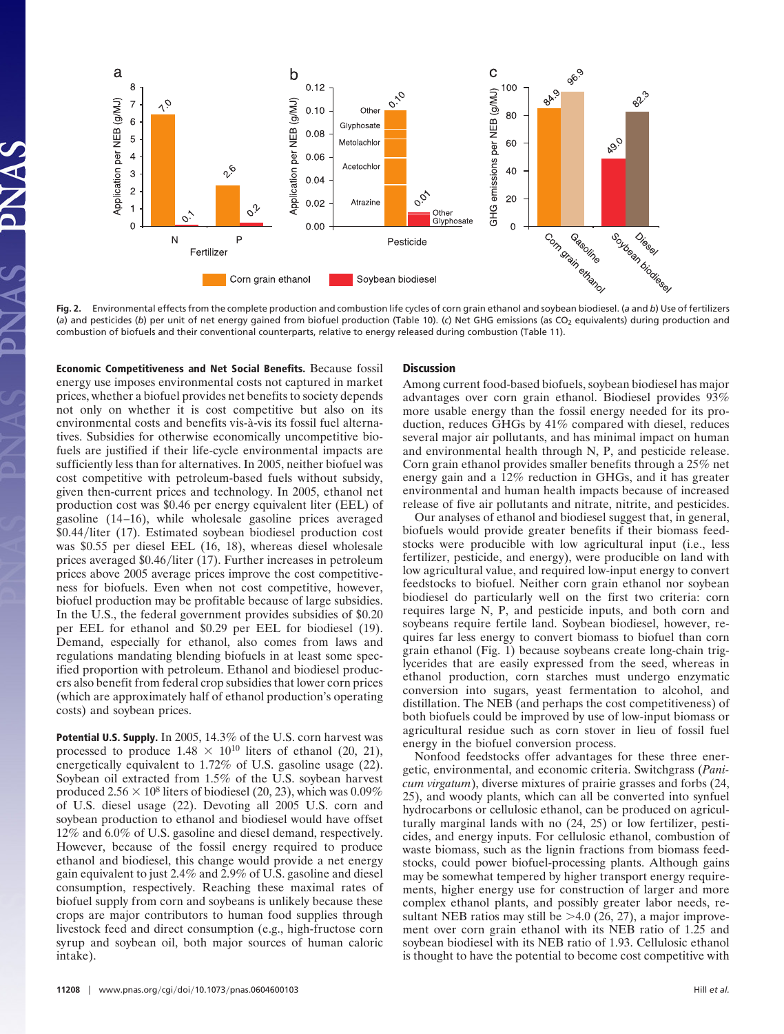a

Application per NEB (g/MJ)

8
7
6
5
4
3
2
1
0

7.0

0.1

2.6

0.2

N

P

Fertilizer

b

Application per NEB (g/MJ)

0.12
0.10
0.08
0.06
0.04
0.02
0.00

0.10

Other

Glyphosate

Metolachlor

Acetochlor

Atrazine

0.01

Other

Glyphosate

Pesticide

c

GHG emissions per NEB (g/MJ)

100
80
60
40
20
0

84.9

96.9

49.0

82.3

Corn grain ethanol

Gasoline

Soybean biodiesel

Diesel

Corn grain ethanol

Soybean biodiesel

**Fig. 2.** Environmental effects from the complete production and combustion life cycles of corn grain ethanol and soybean biodiesel. (*a* and *b*) Use of fertilizers (*a*) and pesticides (*b*) per unit of net energy gained from biofuel production (Table 10). (*c*) Net GHG emissions (as $CO_2$ equivalents) during production and combustion of biofuels and their conventional counterparts, relative to energy released during combustion (Table 11).

**Economic Competitiveness and Net Social Benefits.** Because fossil energy use imposes environmental costs not captured in market prices, whether a biofuel provides net benefits to society depends not only on whether it is cost competitive but also on its environmental costs and benefits vis-à-vis its fossil fuel alternatives. Subsidies for otherwise economically uncompetitive biofuels are justified if their life-cycle environmental impacts are sufficiently less than for alternatives. In 2005, neither biofuel was cost competitive with petroleum-based fuels without subsidy, given then-current prices and technology. In 2005, ethanol net production cost was \$0.46 per energy equivalent liter (EEL) of gasoline (14–16), while wholesale gasoline prices averaged \$0.44/liter (17). Estimated soybean biodiesel production cost was \$0.55 per diesel EEL (16, 18), whereas diesel wholesale prices averaged \$0.46/liter (17). Further increases in petroleum prices above 2005 average prices improve the cost competitiveness for biofuels. Even when not cost competitive, however, biofuel production may be profitable because of large subsidies. In the U.S., the federal government provides subsidies of \$0.20 per EEL for ethanol and \$0.29 per EEL for biodiesel (19). Demand, especially for ethanol, also comes from laws and regulations mandating blending biofuels in at least some specified proportion with petroleum. Ethanol and biodiesel producers also benefit from federal crop subsidies that lower corn prices (which are approximately half of ethanol production's operating costs) and soybean prices.

**Potential U.S. Supply.** In 2005, 14.3% of the U.S. corn harvest was processed to produce $1.48 \times 10^{10}$ liters of ethanol (20, 21), energetically equivalent to 1.72% of U.S. gasoline usage (22). Soybean oil extracted from 1.5% of the U.S. soybean harvest produced $2.56 \times 10^{8}$ liters of biodiesel (20, 23), which was 0.09% of U.S. diesel usage (22). Devoting all 2005 U.S. corn and soybean production to ethanol and biodiesel would have offset 12% and 6.0% of U.S. gasoline and diesel demand, respectively. However, because of the fossil energy required to produce ethanol and biodiesel, this change would provide a net energy gain equivalent to just 2.4% and 2.9% of U.S. gasoline and diesel consumption, respectively. Reaching these maximal rates of biofuel supply from corn and soybeans is unlikely because these crops are major contributors to human food supplies through livestock feed and direct consumption (e.g., high-fructose corn syrup and soybean oil, both major sources of human caloric intake).

## Discussion

Among current food-based biofuels, soybean biodiesel has major advantages over corn grain ethanol. Biodiesel provides 93% more usable energy than the fossil energy needed for its production, reduces GHGs by 41% compared with diesel, reduces several major air pollutants, and has minimal impact on human and environmental health through N, P, and pesticide release. Corn grain ethanol provides smaller benefits through a 25% net energy gain and a 12% reduction in GHGs, and it has greater environmental and human health impacts because of increased release of five air pollutants and nitrate, nitrite, and pesticides.

Our analyses of ethanol and biodiesel suggest that, in general, biofuels would provide greater benefits if their biomass feedstocks were producible with low agricultural input (i.e., less fertilizer, pesticide, and energy), were producible on land with low agricultural value, and required low-input energy to convert feedstocks to biofuel. Neither corn grain ethanol nor soybean biodiesel do particularly well on the first two criteria: corn requires large N, P, and pesticide inputs, and both corn and soybeans require fertile land. Soybean biodiesel, however, requires far less energy to convert biomass to biofuel than corn grain ethanol (Fig. 1) because soybeans create long-chain triglycerides that are easily expressed from the seed, whereas in ethanol production, corn starches must undergo enzymatic conversion into sugars, yeast fermentation to alcohol, and distillation. The NEB (and perhaps the cost competitiveness) of both biofuels could be improved by use of low-input biomass or agricultural residue such as corn stover in lieu of fossil fuel energy in the biofuel conversion process.

Nonfood feedstocks offer advantages for these three energetic, environmental, and economic criteria. Switchgrass (*Panicum virgatum*), diverse mixtures of prairie grasses and forbs (24, 25), and woody plants, which can all be converted into synfuel hydrocarbons or cellulosic ethanol, can be produced on agriculturally marginal lands with no (24, 25) or low fertilizer, pesticides, and energy inputs. For cellulosic ethanol, combustion of waste biomass, such as the lignin fractions from biomass feedstocks, could power biofuel-processing plants. Although gains may be somewhat tempered by higher transport energy requirements, higher energy use for construction of larger and more complex ethanol plants, and possibly greater labor needs, resultant NEB ratios may still be >4.0 (26, 27), a major improvement over corn grain ethanol with its NEB ratio of 1.25 and soybean biodiesel with its NEB ratio of 1.93. Cellulosic ethanol is thought to have the potential to become cost competitive with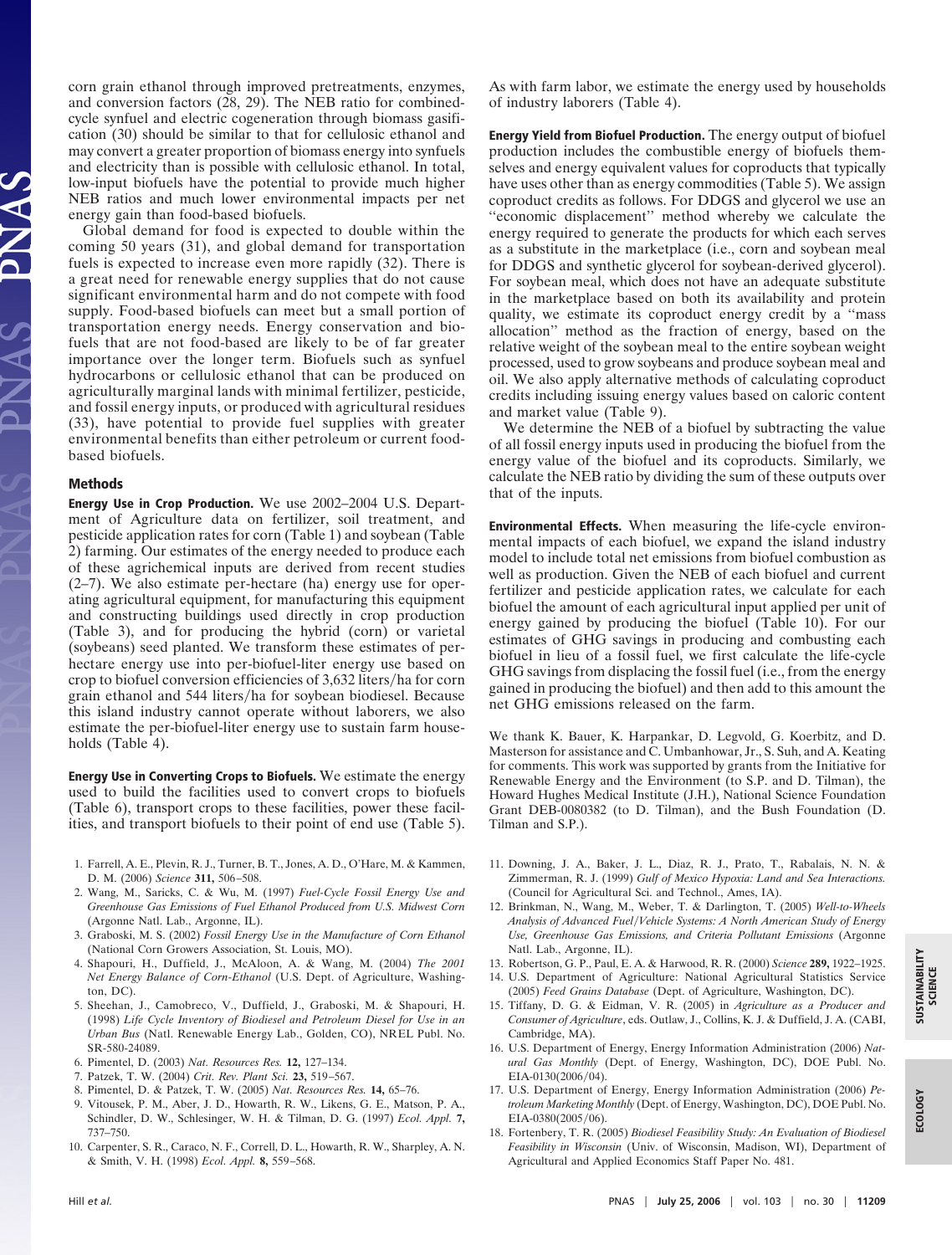corn grain ethanol through improved pretreatments, enzymes, and conversion factors (28, 29). The NEB ratio for combined-cycle synfuel and electric cogeneration through biomass gasification (30) should be similar to that for cellulosic ethanol and may convert a greater proportion of biomass energy into synfuels and electricity than is possible with cellulosic ethanol. In total, low-input biofuels have the potential to provide much higher NEB ratios and much lower environmental impacts per net energy gain than food-based biofuels.

Global demand for food is expected to double within the coming 50 years (31), and global demand for transportation fuels is expected to increase even more rapidly (32). There is a great need for renewable energy supplies that do not cause significant environmental harm and do not compete with food supply. Food-based biofuels can meet but a small portion of transportation energy needs. Energy conservation and biofuels that are not food-based are likely to be of far greater importance over the longer term. Biofuels such as synfuel hydrocarbons or cellulosic ethanol that can be produced on agriculturally marginal lands with minimal fertilizer, pesticide, and fossil energy inputs, or produced with agricultural residues (33), have potential to provide fuel supplies with greater environmental benefits than either petroleum or current food-based biofuels.

## Methods

**Energy Use in Crop Production.** We use 2002–2004 U.S. Department of Agriculture data on fertilizer, soil treatment, and pesticide application rates for corn (Table 1) and soybean (Table 2) farming. Our estimates of the energy needed to produce each of these agrichemical inputs are derived from recent studies (2–7). We also estimate per-hectare (ha) energy use for operating agricultural equipment, for manufacturing this equipment and constructing buildings used directly in crop production (Table 3), and for producing the hybrid (corn) or varietal (soybeans) seed planted. We transform these estimates of per-hectare energy use into per-biofuel-liter energy use based on crop to biofuel conversion efficiencies of 3,632 liters/ha for corn grain ethanol and 544 liters/ha for soybean biodiesel. Because this island industry cannot operate without laborers, we also estimate the per-biofuel-liter energy use to sustain farm households (Table 4).

**Energy Use in Converting Crops to Biofuels.** We estimate the energy used to build the facilities used to convert crops to biofuels (Table 6), transport crops to these facilities, power these facilities, and transport biofuels to their point of end use (Table 5). As with farm labor, we estimate the energy used by households of industry laborers (Table 4).

**Energy Yield from Biofuel Production.** The energy output of biofuel production includes the combustible energy of biofuels themselves and energy equivalent values for coproducts that typically have uses other than as energy commodities (Table 5). We assign coproduct credits as follows. For DDGS and glycerol we use an "economic displacement" method whereby we calculate the energy required to generate the products for which each serves as a substitute in the marketplace (i.e., corn and soybean meal for DDGS and synthetic glycerol for soybean-derived glycerol). For soybean meal, which does not have an adequate substitute in the marketplace based on both its availability and protein quality, we estimate its coproduct energy credit by a "mass allocation" method as the fraction of energy, based on the relative weight of the soybean meal to the entire soybean weight processed, used to grow soybeans and produce soybean meal and oil. We also apply alternative methods of calculating coproduct credits including issuing energy values based on caloric content and market value (Table 9).

We determine the NEB of a biofuel by subtracting the value of all fossil energy inputs used in producing the biofuel from the energy value of the biofuel and its coproducts. Similarly, we calculate the NEB ratio by dividing the sum of these outputs over that of the inputs.

**Environmental Effects.** When measuring the life-cycle environmental impacts of each biofuel, we expand the island industry model to include total net emissions from biofuel combustion as well as production. Given the NEB of each biofuel and current fertilizer and pesticide application rates, we calculate for each biofuel the amount of each agricultural input applied per unit of energy gained by producing the biofuel (Table 10). For our estimates of GHG savings in producing and combusting each biofuel in lieu of a fossil fuel, we first calculate the life-cycle GHG savings from displacing the fossil fuel (i.e., from the energy gained in producing the biofuel) and then add to this amount the net GHG emissions released on the farm.

We thank K. Bauer, K. Harpankar, D. Legvold, G. Koerbitz, and D. Masterson for assistance and C. Umbanhowar, Jr., S. Suh, and A. Keating for comments. This work was supported by grants from the Initiative for Renewable Energy and the Environment (to S.P. and D. Tilman), the Howard Hughes Medical Institute (J.H.), National Science Foundation Grant DEB-0080382 (to D. Tilman), and the Bush Foundation (D. Tilman and S.P.).

1. Farrell, A. E., Plevin, R. J., Turner, B. T., Jones, A. D., O'Hare, M. & Kammen, D. M. (2006) *Science* **311,** 506–508.
2. Wang, M., Saricks, C. & Wu, M. (1997) *Fuel-Cycle Fossil Energy Use and Greenhouse Gas Emissions of Fuel Ethanol Produced from U.S. Midwest Corn* (Argonne Natl. Lab., Argonne, IL).
3. Graboski, M. S. (2002) *Fossil Energy Use in the Manufacture of Corn Ethanol* (National Corn Growers Association, St. Louis, MO).
4. Shapouri, H., Duffield, J., McAloon, A. & Wang, M. (2004) *The 2001 Net Energy Balance of Corn-Ethanol* (U.S. Dept. of Agriculture, Washington, DC).
5. Sheehan, J., Camobreco, V., Duffield, J., Graboski, M. & Shapouri, H. (1998) *Life Cycle Inventory of Biodiesel and Petroleum Diesel for Use in an Urban Bus* (Natl. Renewable Energy Lab., Golden, CO), NREL Publ. No. SR-580-24089.
6. Pimentel, D. (2003) *Nat. Resources Res.* **12,** 127–134.
7. Patzek, T. W. (2004) *Crit. Rev. Plant Sci.* **23,** 519–567.
8. Pimentel, D. & Patzek, T. W. (2005) *Nat. Resources Res.* **14,** 65–76.
9. Vitousek, P. M., Aber, J. D., Howarth, R. W., Likens, G. E., Matson, P. A., Schindler, D. W., Schlesinger, W. H. & Tilman, D. G. (1997) *Ecol. Appl.* **7,** 737–750.
10. Carpenter, S. R., Caraco, N. F., Correll, D. L., Howarth, R. W., Sharpley, A. N. & Smith, V. H. (1998) *Ecol. Appl.* **8,** 559–568.
11. Downing, J. A., Baker, J. L., Diaz, R. J., Prato, T., Rabalais, N. N. & Zimmerman, R. J. (1999) *Gulf of Mexico Hypoxia: Land and Sea Interactions.* (Council for Agricultural Sci. and Technol., Ames, IA).
12. Brinkman, N., Wang, M., Weber, T. & Darlington, T. (2005) *Well-to-Wheels Analysis of Advanced Fuel/Vehicle Systems: A North American Study of Energy Use, Greenhouse Gas Emissions, and Criteria Pollutant Emissions* (Argonne Natl. Lab., Argonne, IL).
13. Robertson, G. P., Paul, E. A. & Harwood, R. R. (2000) *Science* **289,** 1922–1925.
14. U.S. Department of Agriculture: National Agricultural Statistics Service (2005) *Feed Grains Database* (Dept. of Agriculture, Washington, DC).
15. Tiffany, D. G. & Eidman, V. R. (2005) in *Agriculture as a Producer and Consumer of Agriculture*, eds. Outlaw, J., Collins, K. J. & Duffield, J. A. (CABI, Cambridge, MA).
16. U.S. Department of Energy, Energy Information Administration (2006) *Natural Gas Monthly* (Dept. of Energy, Washington, DC), DOE Publ. No. EIA-0130(2006/04).
17. U.S. Department of Energy, Energy Information Administration (2006) *Petroleum Marketing Monthly* (Dept. of Energy, Washington, DC), DOE Publ. No. EIA-0380(2005/06).
18. Fortenbery, T. R. (2005) *Biodiesel Feasibility Study: An Evaluation of Biodiesel Feasibility in Wisconsin* (Univ. of Wisconsin, Madison, WI), Department of Agricultural and Applied Economics Staff Paper No. 481.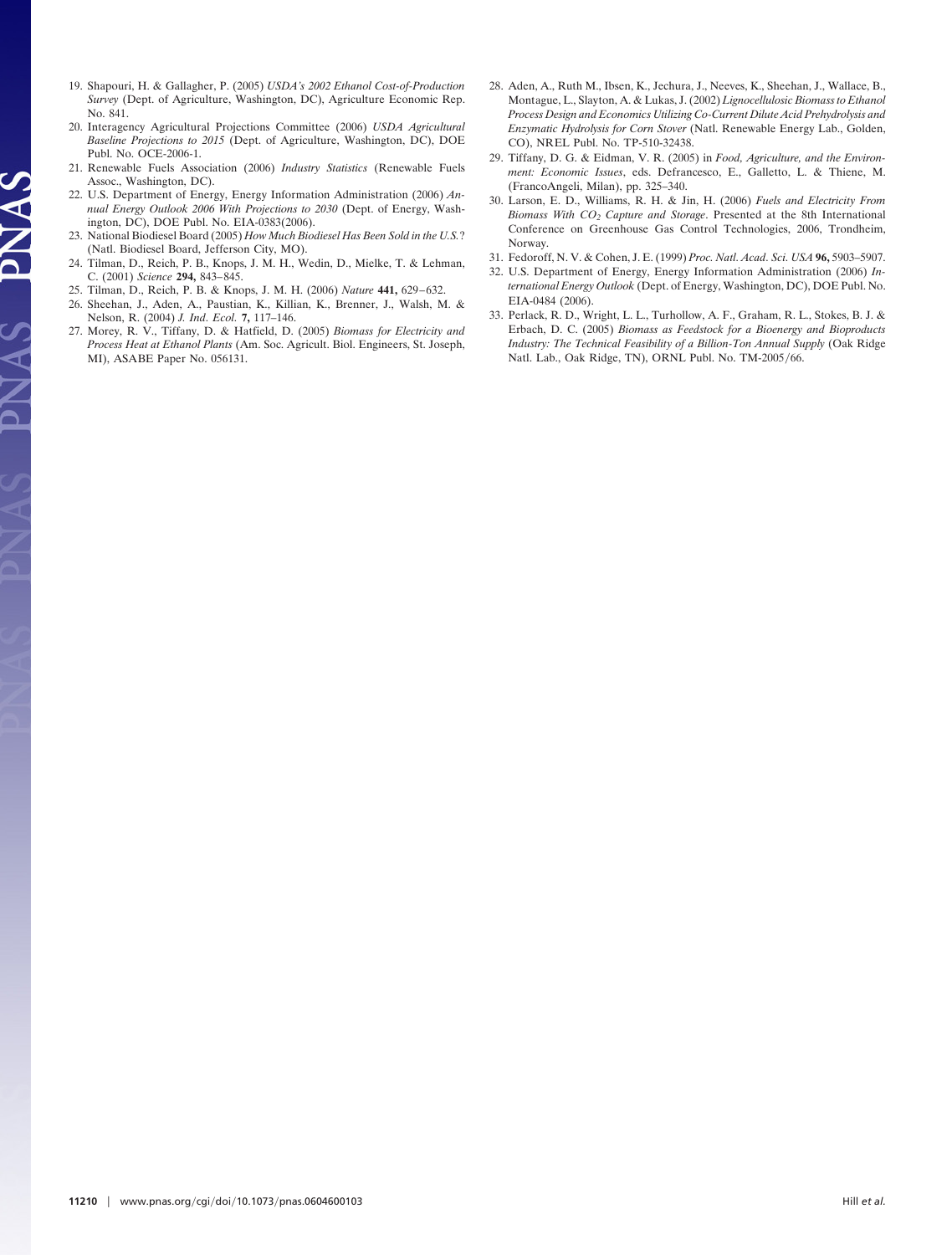19. Shapouri, H. & Gallagher, P. (2005) *USDA's 2002 Ethanol Cost-of-Production Survey* (Dept. of Agriculture, Washington, DC), Agriculture Economic Rep. No. 841.
20. Interagency Agricultural Projections Committee (2006) *USDA Agricultural Baseline Projections to 2015* (Dept. of Agriculture, Washington, DC), DOE Publ. No. OCE-2006-1.
21. Renewable Fuels Association (2006) *Industry Statistics* (Renewable Fuels Assoc., Washington, DC).
22. U.S. Department of Energy, Energy Information Administration (2006) *Annual Energy Outlook 2006 With Projections to 2030* (Dept. of Energy, Washington, DC), DOE Publ. No. EIA-0383(2006).
23. National Biodiesel Board (2005) *How Much Biodiesel Has Been Sold in the U.S.?* (Natl. Biodiesel Board, Jefferson City, MO).
24. Tilman, D., Reich, P. B., Knops, J. M. H., Wedin, D., Mielke, T. & Lehman, C. (2001) *Science* **294,** 843–845.
25. Tilman, D., Reich, P. B. & Knops, J. M. H. (2006) *Nature* **441,** 629–632.
26. Sheehan, J., Aden, A., Paustian, K., Killian, K., Brenner, J., Walsh, M. & Nelson, R. (2004) *J. Ind. Ecol.* **7,** 117–146.
27. Morey, R. V., Tiffany, D. & Hatfield, D. (2005) *Biomass for Electricity and Process Heat at Ethanol Plants* (Am. Soc. Agricult. Biol. Engineers, St. Joseph, MI), ASABE Paper No. 056131.
28. Aden, A., Ruth M., Ibsen, K., Jechura, J., Neeves, K., Sheehan, J., Wallace, B., Montague, L., Slayton, A. & Lukas, J. (2002) *Lignocellulosic Biomass to Ethanol Process Design and Economics Utilizing Co-Current Dilute Acid Prehydrolysis and Enzymatic Hydrolysis for Corn Stover* (Natl. Renewable Energy Lab., Golden, CO), NREL Publ. No. TP-510-32438.
29. Tiffany, D. G. & Eidman, V. R. (2005) in *Food, Agriculture, and the Environment: Economic Issues*, eds. Defrancesco, E., Galletto, L. & Thiene, M. (FrancoAngeli, Milan), pp. 325–340.
30. Larson, E. D., Williams, R. H. & Jin, H. (2006) *Fuels and Electricity From Biomass With $CO_2$ Capture and Storage*. Presented at the 8th International Conference on Greenhouse Gas Control Technologies, 2006, Trondheim, Norway.
31. Fedoroff, N. V. & Cohen, J. E. (1999) *Proc. Natl. Acad. Sci. USA* **96,** 5903–5907.
32. U.S. Department of Energy, Energy Information Administration (2006) *International Energy Outlook* (Dept. of Energy, Washington, DC), DOE Publ. No. EIA-0484 (2006).
33. Perlack, R. D., Wright, L. L., Turhollow, A. F., Graham, R. L., Stokes, B. J. & Erbach, D. C. (2005) *Biomass as Feedstock for a Bioenergy and Bioproducts Industry: The Technical Feasibility of a Billion-Ton Annual Supply* (Oak Ridge Natl. Lab., Oak Ridge, TN), ORNL Publ. No. TM-2005/66.